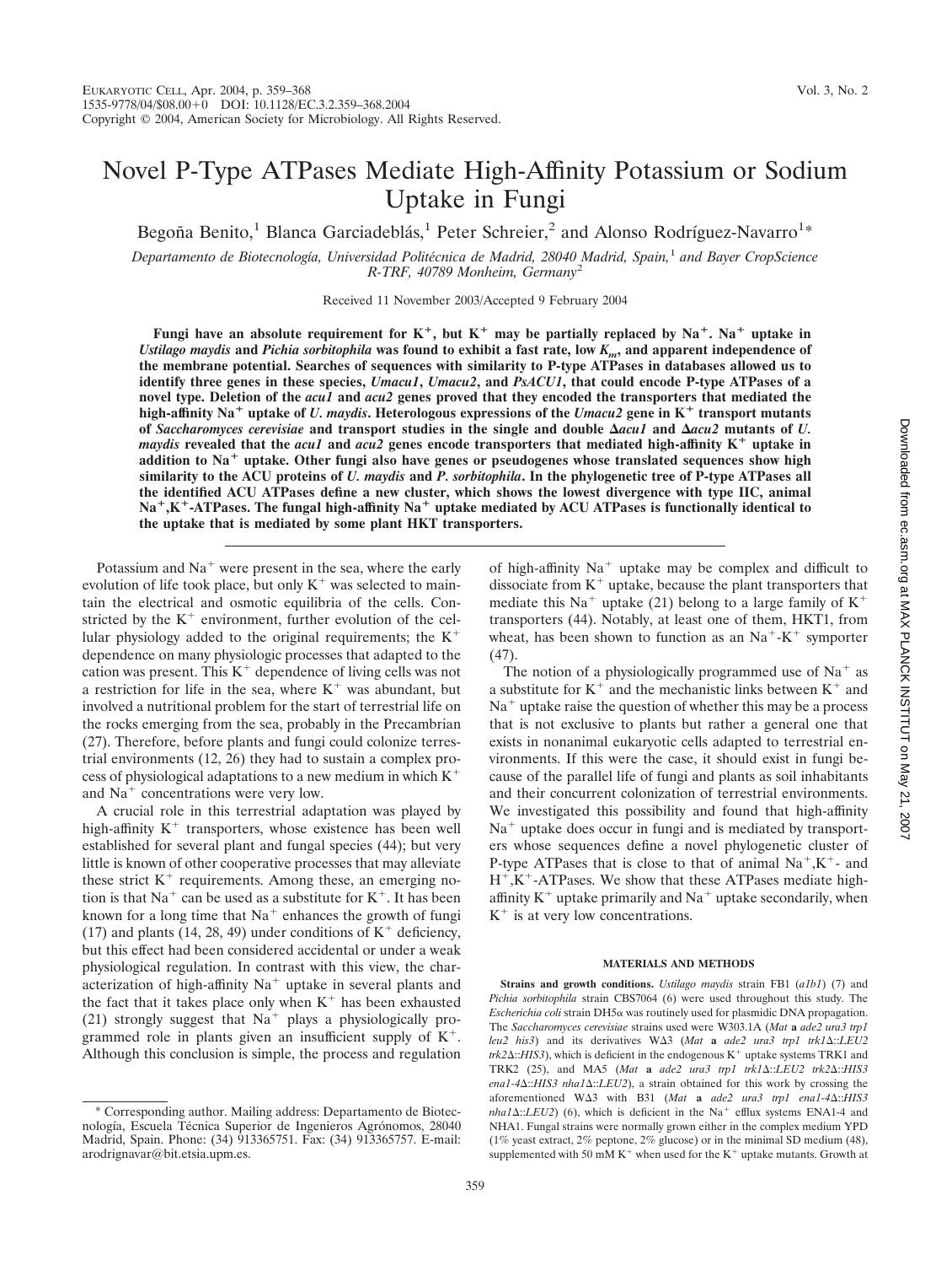# Novel P-Type ATPases Mediate High-Affinity Potassium or Sodium Uptake in Fungi

Begoña Benito,[1] Blanca Garciadeblás,[1] Peter Schreier,[2] and Alonso Rodríguez-Navarro[1]*

Departamento de Biotecnología, Universidad Politécnica de Madrid, 28040 Madrid, Spain,[1] and Bayer CropScience R-TRF, 40789 Monheim, Germany[2]

Received 11 November 2003/Accepted 9 February 2004

**Fungi have an absolute requirement for $K^+$, but $K^+$ may be partially replaced by $Na^+$. $Na^+$ uptake in *Ustilago maydis* and *Pichia sorbitophila* was found to exhibit a fast rate, low $K_m$, and apparent independence of the membrane potential. Searches of sequences with similarity to P-type ATPases in databases allowed us to identify three genes in these species, *Umacu1*, *Umacu2*, and *PsACU1*, that could encode P-type ATPases of a novel type. Deletion of the *acu1* and *acu2* genes proved that they encoded the transporters that mediated the high-affinity $Na^+$ uptake of *U. maydis*. Heterologous expressions of the *Umacu2* gene in $K^+$ transport mutants of *Saccharomyces cerevisiae* and transport studies in the single and double Δ*acu1* and Δ*acu2* mutants of *U. maydis* revealed that the *acu1* and *acu2* genes encode transporters that mediated high-affinity $K^+$ uptake in addition to $Na^+$ uptake. Other fungi also have genes or pseudogenes whose translated sequences show high similarity to the ACU proteins of *U. maydis* and *P. sorbitophila*. In the phylogenetic tree of P-type ATPases all the identified ACU ATPases define a new cluster, which shows the lowest divergence with type IIC, animal $Na^+$,$K^+$-ATPases. The fungal high-affinity $Na^+$ uptake mediated by ACU ATPases is functionally identical to the uptake that is mediated by some plant HKT transporters.**

Potassium and $Na^+$ were present in the sea, where the early evolution of life took place, but only $K^+$ was selected to maintain the electrical and osmotic equilibria of the cells. Constricted by the $K^+$ environment, further evolution of the cellular physiology added to the original requirements; the $K^+$ dependence on many physiologic processes that adapted to the cation was present. This $K^+$ dependence of living cells was not a restriction for life in the sea, where $K^+$ was abundant, but involved a nutritional problem for the start of terrestrial life on the rocks emerging from the sea, probably in the Precambrian (27). Therefore, before plants and fungi could colonize terrestrial environments (12, 26) they had to sustain a complex process of physiological adaptations to a new medium in which $K^+$ and $Na^+$ concentrations were very low.

A crucial role in this terrestrial adaptation was played by high-affinity $K^+$ transporters, whose existence has been well established for several plant and fungal species (44); but very little is known of other cooperative processes that may alleviate these strict $K^+$ requirements. Among these, an emerging notion is that $Na^+$ can be used as a substitute for $K^+$. It has been known for a long time that $Na^+$ enhances the growth of fungi (17) and plants (14, 28, 49) under conditions of $K^+$ deficiency, but this effect had been considered accidental or under a weak physiological regulation. In contrast with this view, the characterization of high-affinity $Na^+$ uptake in several plants and the fact that it takes place only when $K^+$ has been exhausted (21) strongly suggest that $Na^+$ plays a physiologically programmed role in plants given an insufficient supply of $K^+$. Although this conclusion is simple, the process and regulation of high-affinity $Na^+$ uptake may be complex and difficult to dissociate from $K^+$ uptake, because the plant transporters that mediate this $Na^+$ uptake (21) belong to a large family of $K^+$ transporters (44). Notably, at least one of them, HKT1, from wheat, has been shown to function as an $Na^+$-$K^+$ symporter (47).

The notion of a physiologically programmed use of $Na^+$ as a substitute for $K^+$ and the mechanistic links between $K^+$ and $Na^+$ uptake raise the question of whether this may be a process that is not exclusive to plants but rather a general one that exists in nonanimal eukaryotic cells adapted to terrestrial environments. If this were the case, it should exist in fungi because of the parallel life of fungi and plants as soil inhabitants and their concurrent colonization of terrestrial environments. We investigated this possibility and found that high-affinity $Na^+$ uptake does occur in fungi and is mediated by transporters whose sequences define a novel phylogenetic cluster of P-type ATPases that is close to that of animal $Na^+$,$K^+$- and $H^+$,$K^+$-ATPases. We show that these ATPases mediate high-affinity $K^+$ uptake primarily and $Na^+$ uptake secondarily, when $K^+$ is at very low concentrations.

## MATERIALS AND METHODS

**Strains and growth conditions.** *Ustilago maydis* strain FB1 (*a1b1*) (7) and *Pichia sorbitophila* strain CBS7064 (6) were used throughout this study. The *Escherichia coli* strain DH5α was routinely used for plasmidic DNA propagation. The *Saccharomyces cerevisiae* strains used were W303.1A (*Mat* **a** *ade2 ura3 trp1 leu2 his3*) and its derivatives WΔ3 (*Mat* **a** *ade2 ura3 trp1 trk1*Δ*::LEU2 trk2*Δ*::HIS3*), which is deficient in the endogenous $K^+$ uptake systems TRK1 and TRK2 (25), and MA5 (*Mat* **a** *ade2 ura3 trp1 trk1*Δ*::LEU2 trk2*Δ*::HIS3 ena1-4*Δ*::HIS3 nha1*Δ*::LEU2*), a strain obtained for this work by crossing the aforementioned WΔ3 with B31 (*Mat* **a** *ade2 ura3 trp1 ena1-4*Δ*::HIS3 nha1*Δ*::LEU2*) (6), which is deficient in the $Na^+$ efflux systems ENA1-4 and NHA1. Fungal strains were normally grown either in the complex medium YPD (1% yeast extract, 2% peptone, 2% glucose) or in the minimal SD medium (48), supplemented with 50 mM $K^+$ when used for the $K^+$ uptake mutants. Growth at

\* Corresponding author. Mailing address: Departamento de Biotecnología, Escuela Técnica Superior de Ingenieros Agrónomos, 28040 Madrid, Spain. Phone: (34) 913365751. Fax: (34) 913365757. E-mail: arodrignavar@bit.etsia.upm.es.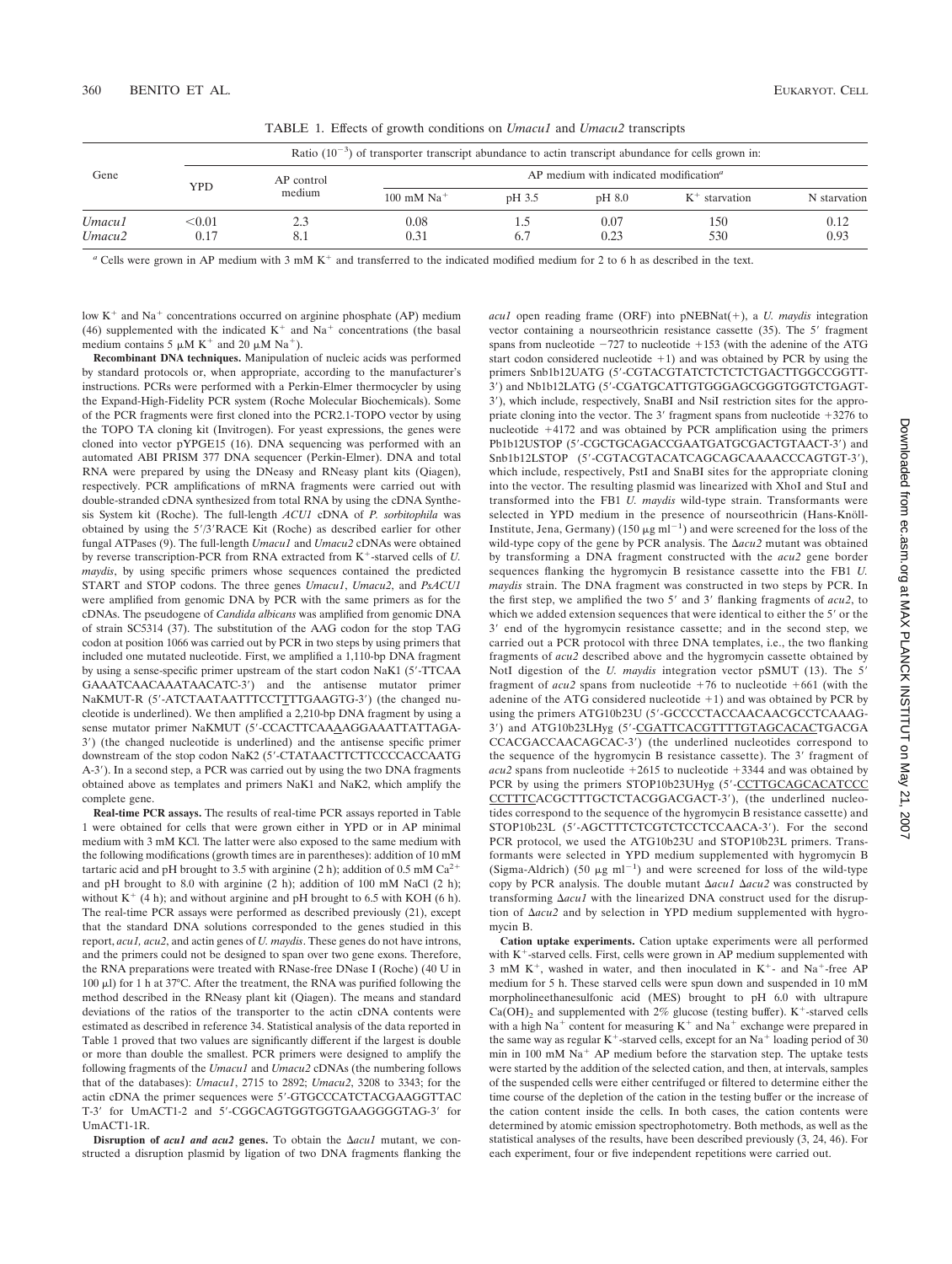TABLE 1. Effects of growth conditions on *Umacu1* and *Umacu2* transcripts

| Gene | Ratio ($10^{-3}$) of transporter transcript abundance to actin transcript abundance for cells grown in: | | | | | | |
|---|---|---|---|---|---|---|---|
| | YPD | AP control medium | AP medium with indicated modification[a] | | | | |
| | | | 100 mM $Na^+$ | pH 3.5 | pH 8.0 | $K^+$ starvation | N starvation |
| *Umacu1* | <0.01 | 2.3 | 0.08 | 1.5 | 0.07 | 150 | 0.12 |
| *Umacu2* | 0.17 | 8.1 | 0.31 | 6.7 | 0.23 | 530 | 0.93 |

[a] Cells were grown in AP medium with 3 mM $K^+$ and transferred to the indicated modified medium for 2 to 6 h as described in the text.

low $K^+$ and $Na^+$ concentrations occurred on arginine phosphate (AP) medium (46) supplemented with the indicated $K^+$ and $Na^+$ concentrations (the basal medium contains 5 μM $K^+$ and 20 μM $Na^+$).

**Recombinant DNA techniques.** Manipulation of nucleic acids was performed by standard protocols or, when appropriate, according to the manufacturer's instructions. PCRs were performed with a Perkin-Elmer thermocycler by using the Expand-High-Fidelity PCR system (Roche Molecular Biochemicals). Some of the PCR fragments were first cloned into the PCR2.1-TOPO vector by using the TOPO TA cloning kit (Invitrogen). For yeast expressions, the genes were cloned into vector pYPGE15 (16). DNA sequencing was performed with an automated ABI PRISM 377 DNA sequencer (Perkin-Elmer). DNA and total RNA were prepared by using the DNeasy and RNeasy plant kits (Qiagen), respectively. PCR amplifications of mRNA fragments were carried out with double-stranded cDNA synthesized from total RNA by using the cDNA Synthesis System kit (Roche). The full-length *ACU1* cDNA of *P. sorbitophila* was obtained by using the 5′/3′RACE Kit (Roche) as described earlier for other fungal ATPases (9). The full-length *Umacu1* and *Umacu2* cDNAs were obtained by reverse transcription-PCR from RNA extracted from $K^+$-starved cells of *U. maydis*, by using specific primers whose sequences contained the predicted START and STOP codons. The three genes *Umacu1*, *Umacu2*, and *PsACU1* were amplified from genomic DNA by PCR with the same primers as for the cDNAs. The pseudogene of *Candida albicans* was amplified from genomic DNA of strain SC5314 (37). The substitution of the AAG codon for the stop TAG codon at position 1066 was carried out by PCR in two steps by using primers that included one mutated nucleotide. First, we amplified a 1,110-bp DNA fragment by using a sense-specific primer upstream of the start codon NaK1 (5′-TTCAA GAAATCAACAAATAACATC-3′) and the antisense mutator primer NaKMUT-R (5′-ATCTAATAATTTCCTTTTGAAGTG-3′) (the changed nucleotide is underlined). We then amplified a 2,210-bp DNA fragment by using a sense mutator primer NaKMUT (5′-CCACTTCAAAAGGAAATTATTAGA-3′) (the changed nucleotide is underlined) and the antisense specific primer downstream of the stop codon NaK2 (5′-CTATAACTTCTTCCCCACCAATG A-3′). In a second step, a PCR was carried out by using the two DNA fragments obtained above as templates and primers NaK1 and NaK2, which amplify the complete gene.

**Real-time PCR assays.** The results of real-time PCR assays reported in Table 1 were obtained for cells that were grown either in YPD or in AP minimal medium with 3 mM KCl. The latter were also exposed to the same medium with the following modifications (growth times are in parentheses): addition of 10 mM tartaric acid and pH brought to 3.5 with arginine (2 h); addition of 0.5 mM $Ca^{2+}$ and pH brought to 8.0 with arginine (2 h); addition of 100 mM NaCl (2 h); without $K^+$ (4 h); and without arginine and pH brought to 6.5 with KOH (6 h). The real-time PCR assays were performed as described previously (21), except that the standard DNA solutions corresponded to the genes studied in this report, *acu1, acu2*, and actin genes of *U. maydis*. These genes do not have introns, and the primers could not be designed to span over two gene exons. Therefore, the RNA preparations were treated with RNase-free DNase I (Roche) (40 U in 100 μl) for 1 h at 37°C. After the treatment, the RNA was purified following the method described in the RNeasy plant kit (Qiagen). The means and standard deviations of the ratios of the transporter to the actin cDNA contents were estimated as described in reference 34. Statistical analysis of the data reported in Table 1 proved that two values are significantly different if the largest is double or more than double the smallest. PCR primers were designed to amplify the following fragments of the *Umacu1* and *Umacu2* cDNAs (the numbering follows that of the databases): *Umacu1*, 2715 to 2892; *Umacu2*, 3208 to 3343; for the actin cDNA the primer sequences were 5′-GTGCCCATCTACGAAGGTTAC T-3′ for UmACT1-2 and 5′-CGGCAGTGGTGGTGAAGGGGTAG-3′ for UmACT1-1R.

**Disruption of *acu1* and *acu2* genes.** To obtain the Δ*acu1* mutant, we constructed a disruption plasmid by ligation of two DNA fragments flanking the *acu1* open reading frame (ORF) into pNEBNat(+), a *U. maydis* integration vector containing a nourseothricin resistance cassette (35). The 5′ fragment spans from nucleotide −727 to nucleotide +153 (with the adenine of the ATG start codon considered nucleotide +1) and was obtained by PCR by using the primers Snb1b12UATG (5′-CGTACGTATCTCTCTCTGACTTGGCCGGTT-3′) and Nb1b12LATG (5′-CGATGCATTGTGGGAGCGGGTGGTCTGAGT-3′), which include, respectively, SnaBI and NsiI restriction sites for the appropriate cloning into the vector. The 3′ fragment spans from nucleotide +3276 to nucleotide +4172 and was obtained by PCR amplification using the primers Pb1b12USTOP (5′-CGCTGCAGACCGAATGATGCGACTGTAACT-3′) and Snb1b12LSTOP (5′-CGTACGTACATCAGCAGCAAAACCCAGTGT-3′), which include, respectively, PstI and SnaBI sites for the appropriate cloning into the vector. The resulting plasmid was linearized with XhoI and StuI and transformed into the FB1 *U. maydis* wild-type strain. Transformants were selected in YPD medium in the presence of nourseothricin (Hans-Knöll-Institute, Jena, Germany) (150 μg $ml^{-1}$) and were screened for the loss of the wild-type copy of the gene by PCR analysis. The Δ*acu2* mutant was obtained by transforming a DNA fragment constructed with the *acu2* gene border sequences flanking the hygromycin B resistance cassette into the FB1 *U. maydis* strain. The DNA fragment was constructed in two steps by PCR. In the first step, we amplified the two 5′ and 3′ flanking fragments of *acu2*, to which we added extension sequences that were identical to either the 5′ or the 3′ end of the hygromycin resistance cassette; and in the second step, we carried out a PCR protocol with three DNA templates, i.e., the two flanking fragments of *acu2* described above and the hygromycin cassette obtained by NotI digestion of the *U. maydis* integration vector pSMUT (13). The 5′ fragment of *acu2* spans from nucleotide +76 to nucleotide +661 (with the adenine of the ATG considered nucleotide +1) and was obtained by PCR by using the primers ATG10b23U (5′-GCCCCTACCAACAACGCCTCAAAG-3′) and ATG10b23LHyg (5′-CGATTCACGTTTTGTAGCACACTGACGA CCACGACCAACAGCAC-3′) (the underlined nucleotides correspond to the sequence of the hygromycin B resistance cassette). The 3′ fragment of *acu2* spans from nucleotide +2615 to nucleotide +3344 and was obtained by PCR by using the primers STOP10b23UHyg (5′-CCTTGCAGCACATCCC CCTTTCACGCTTTGCTCTACGGACGACT-3′), (the underlined nucleotides correspond to the sequence of the hygromycin B resistance cassette) and STOP10b23L (5′-AGCTTTCTCGTCTCCTCCAACA-3′). For the second PCR protocol, we used the ATG10b23U and STOP10b23L primers. Transformants were selected in YPD medium supplemented with hygromycin B (Sigma-Aldrich) (50 μg $ml^{-1}$) and were screened for loss of the wild-type copy by PCR analysis. The double mutant Δ*acu1* Δ*acu2* was constructed by transforming Δ*acu1* with the linearized DNA construct used for the disruption of Δ*acu2* and by selection in YPD medium supplemented with hygromycin B.

**Cation uptake experiments.** Cation uptake experiments were all performed with $K^+$-starved cells. First, cells were grown in AP medium supplemented with 3 mM $K^+$, washed in water, and then inoculated in $K^+$- and $Na^+$-free AP medium for 5 h. These starved cells were spun down and suspended in 10 mM morpholineethanesulfonic acid (MES) brought to pH 6.0 with ultrapure $Ca(OH)_2$ and supplemented with 2% glucose (testing buffer). $K^+$-starved cells with a high $Na^+$ content for measuring $K^+$ and $Na^+$ exchange were prepared in the same way as regular $K^+$-starved cells, except for an $Na^+$ loading period of 30 min in 100 mM $Na^+$ AP medium before the starvation step. The uptake tests were started by the addition of the selected cation, and then, at intervals, samples of the suspended cells were either centrifuged or filtered to determine either the time course of the depletion of the cation in the testing buffer or the increase of the cation content inside the cells. In both cases, the cation contents were determined by atomic emission spectrophotometry. Both methods, as well as the statistical analyses of the results, have been described previously (3, 24, 46). For each experiment, four or five independent repetitions were carried out.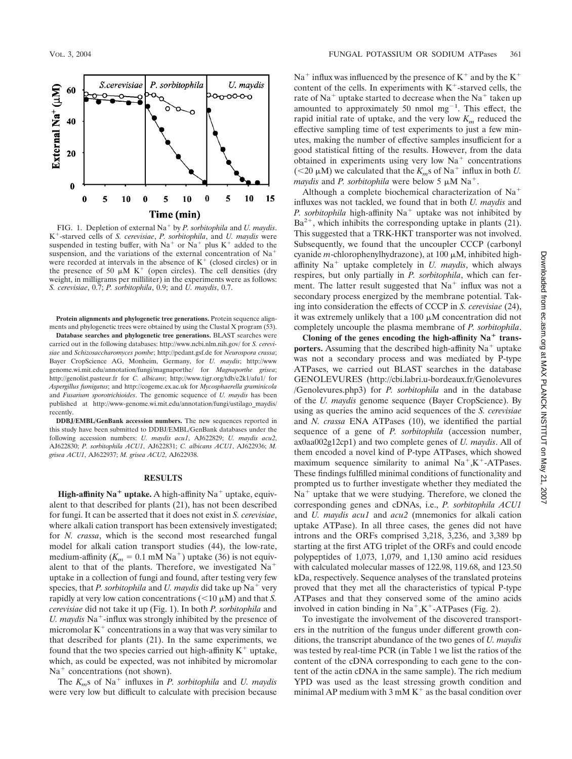FIG. 1. Depletion of external $Na^+$ by *P. sorbitophila* and *U. maydis*. $K^+$-starved cells of *S. cerevisiae*, *P. sorbitophila*, and *U. maydis* were suspended in testing buffer, with $Na^+$ or $Na^+$ plus $K^+$ added to the suspension, and the variations of the external concentration of $Na^+$ were recorded at intervals in the absence of $K^+$ (closed circles) or in the presence of 50 μM $K^+$ (open circles). The cell densities (dry weight, in milligrams per milliliter) in the experiments were as follows: *S. cerevisiae*, 0.7; *P. sorbitophila*, 0.9; and *U. maydis*, 0.7.

**Protein alignments and phylogenetic tree generations.** Protein sequence alignments and phylogenetic trees were obtained by using the Clustal X program (53).

**Database searches and phylogenetic tree generations.** BLAST searches were carried out in the following databases: http://www.ncbi.nlm.nih.gov/ for *S. cerevisiae* and *Schizosaccharomyces pombe*; http://pedant.gsf.de for *Neurospora crassa*; Bayer CropScience AG, Monheim, Germany, for *U. maydis*; http://www.genome.wi.mit.edu/annotation/fungi/magnaporthe/ for *Magnaporthe grisea*; http://genolist.pasteur.fr for *C. albicans*; http://www.tigr.org/tdb/e2k1/afu1/ for *Aspergillus fumigatus*; and http://cogeme.ex.ac.uk for *Mycosphaerella graminicola* and *Fusarium sporotrichioides*. The genomic sequence of *U. maydis* has been published at http://www-genome.wi.mit.edu/annotation/fungi/ustilago_maydis/ recently.

**DDBJ/EMBL/GenBank accession numbers.** The new sequences reported in this study have been submitted to DDBJ/EMBL/GenBank databases under the following accession numbers: *U. maydis acu1*, AJ622829; *U. maydis acu2*, AJ622830; *P. sorbitophila ACU1*, AJ622831; *C. albicans ACU1*, AJ622936; *M. grisea ACU1*, AJ622937; *M. grisea ACU2*, AJ622938.

## RESULTS

**High-affinity $Na^+$ uptake.** A high-affinity $Na^+$ uptake, equivalent to that described for plants (21), has not been described for fungi. It can be asserted that it does not exist in *S. cerevisiae*, where alkali cation transport has been extensively investigated; for *N. crassa*, which is the second most researched fungal model for alkali cation transport studies (44), the low-rate, medium-affinity ($K_m$ = 0.1 mM $Na^+$) uptake (36) is not equivalent to that of the plants. Therefore, we investigated $Na^+$ uptake in a collection of fungi and found, after testing very few species, that *P. sorbitophila* and *U. maydis* did take up $Na^+$ very rapidly at very low cation concentrations (<10 μM) and that *S. cerevisiae* did not take it up (Fig. 1). In both *P. sorbitophila* and *U. maydis* $Na^+$-influx was strongly inhibited by the presence of micromolar $K^+$ concentrations in a way that was very similar to that described for plants (21). In the same experiments, we found that the two species carried out high-affinity $K^+$ uptake, which, as could be expected, was not inhibited by micromolar $Na^+$ concentrations (not shown).

The $K_m$s of $Na^+$ influxes in *P. sorbitophila* and *U. maydis* were very low but difficult to calculate with precision because $Na^+$ influx was influenced by the presence of $K^+$ and by the $K^+$ content of the cells. In experiments with $K^+$-starved cells, the rate of $Na^+$ uptake started to decrease when the $Na^+$ taken up amounted to approximately 50 nmol $mg^{-1}$. This effect, the rapid initial rate of uptake, and the very low $K_m$ reduced the effective sampling time of test experiments to just a few minutes, making the number of effective samples insufficient for a good statistical fitting of the results. However, from the data obtained in experiments using very low $Na^+$ concentrations (<20 μM) we calculated that the $K_m$s of $Na^+$ influx in both *U. maydis* and *P. sorbitophila* were below 5 μM $Na^+$.

Although a complete biochemical characterization of $Na^+$ influxes was not tackled, we found that in both *U. maydis* and *P. sorbitophila* high-affinity $Na^+$ uptake was not inhibited by $Ba^{2+}$, which inhibits the corresponding uptake in plants (21). This suggested that a TRK-HKT transporter was not involved. Subsequently, we found that the uncoupler CCCP (carbonyl cyanide *m*-chlorophenylhydrazone), at 100 μM, inhibited high-affinity $Na^+$ uptake completely in *U. maydis*, which always respires, but only partially in *P. sorbitophila*, which can ferment. The latter result suggested that $Na^+$ influx was not a secondary process energized by the membrane potential. Taking into consideration the effects of CCCP in *S. cerevisiae* (24), it was extremely unlikely that a 100 μM concentration did not completely uncouple the plasma membrane of *P. sorbitophila*.

**Cloning of the genes encoding the high-affinity $Na^+$ transporters.** Assuming that the described high-affinity $Na^+$ uptake was not a secondary process and was mediated by P-type ATPases, we carried out BLAST searches in the database GENOLEVURES (http://cbi.labri.u-bordeaux.fr/Genolevures/Genolevures.php3) for *P. sorbitophila* and in the database of the *U. maydis* genome sequence (Bayer CropScience). By using as queries the amino acid sequences of the *S. cerevisiae* and *N. crassa* ENA ATPases (10), we identified the partial sequence of a gene of *P. sorbitophila* (accession number, ax0aa002g12cp1) and two complete genes of *U. maydis*. All of them encoded a novel kind of P-type ATPases, which showed maximum sequence similarity to animal $Na^+,K^+$-ATPases. These findings fulfilled minimal conditions of functionality and prompted us to further investigate whether they mediated the $Na^+$ uptake that we were studying. Therefore, we cloned the corresponding genes and cDNAs, i.e., *P. sorbitophila ACU1* and *U. maydis acu1* and *acu2* (mnemonics for alkali cation uptake ATPase). In all three cases, the genes did not have introns and the ORFs comprised 3,218, 3,236, and 3,389 bp starting at the first ATG triplet of the ORFs and could encode polypeptides of 1,073, 1,079, and 1,130 amino acid residues with calculated molecular masses of 122.98, 119.68, and 123.50 kDa, respectively. Sequence analyses of the translated proteins proved that they met all the characteristics of typical P-type ATPases and that they conserved some of the amino acids involved in cation binding in $Na^+,K^+$-ATPases (Fig. 2).

To investigate the involvement of the discovered transporters in the nutrition of the fungus under different growth conditions, the transcript abundance of the two genes of *U. maydis* was tested by real-time PCR (in Table 1 we list the ratios of the content of the cDNA corresponding to each gene to the content of the actin cDNA in the same sample). The rich medium YPD was used as the least stressing growth condition and minimal AP medium with 3 mM $K^+$ as the basal condition over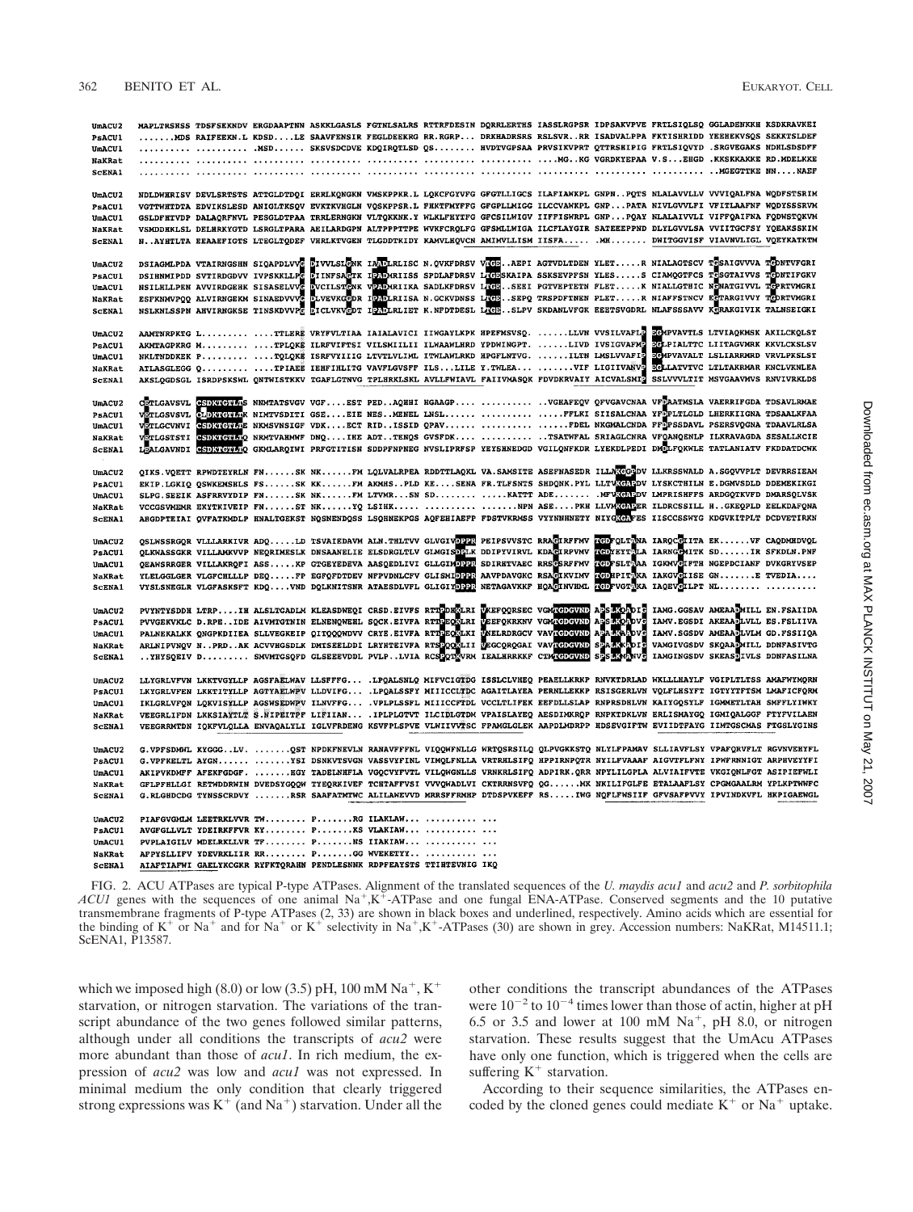FIG. 2. ACU ATPases are typical P-type ATPases. Alignment of the translated sequences of the *U. maydis acu1* and *acu2* and *P. sorbitophila ACU1* genes with the sequences of one animal $Na^+$,$K^+$-ATPase and one fungal ENA-ATPase. Conserved segments and the 10 putative transmembrane fragments of P-type ATPases (2, 33) are shown in black boxes and underlined, respectively. Amino acids which are essential for the binding of $K^+$ or $Na^+$ and for $Na^+$ or $K^+$ selectivity in $Na^+$,$K^+$-ATPases (30) are shown in grey. Accession numbers: NaKRat, M14511.1; ScENA1, P13587.

which we imposed high (8.0) or low (3.5) pH, 100 mM $Na^+$, $K^+$ starvation, or nitrogen starvation. The variations of the transcript abundance of the two genes followed similar patterns, although under all conditions the transcripts of *acu2* were more abundant than those of *acu1*. In rich medium, the expression of *acu2* was low and *acu1* was not expressed. In minimal medium the only condition that clearly triggered strong expressions was $K^+$ (and $Na^+$) starvation. Under all the other conditions the transcript abundances of the ATPases were $10^{-2}$ to $10^{-4}$ times lower than those of actin, higher at pH 6.5 or 3.5 and lower at 100 mM $Na^+$, pH 8.0, or nitrogen starvation. These results suggest that the UmAcu ATPases have only one function, which is triggered when the cells are suffering $K^+$ starvation.

According to their sequence similarities, the ATPases encoded by the cloned genes could mediate $K^+$ or $Na^+$ uptake.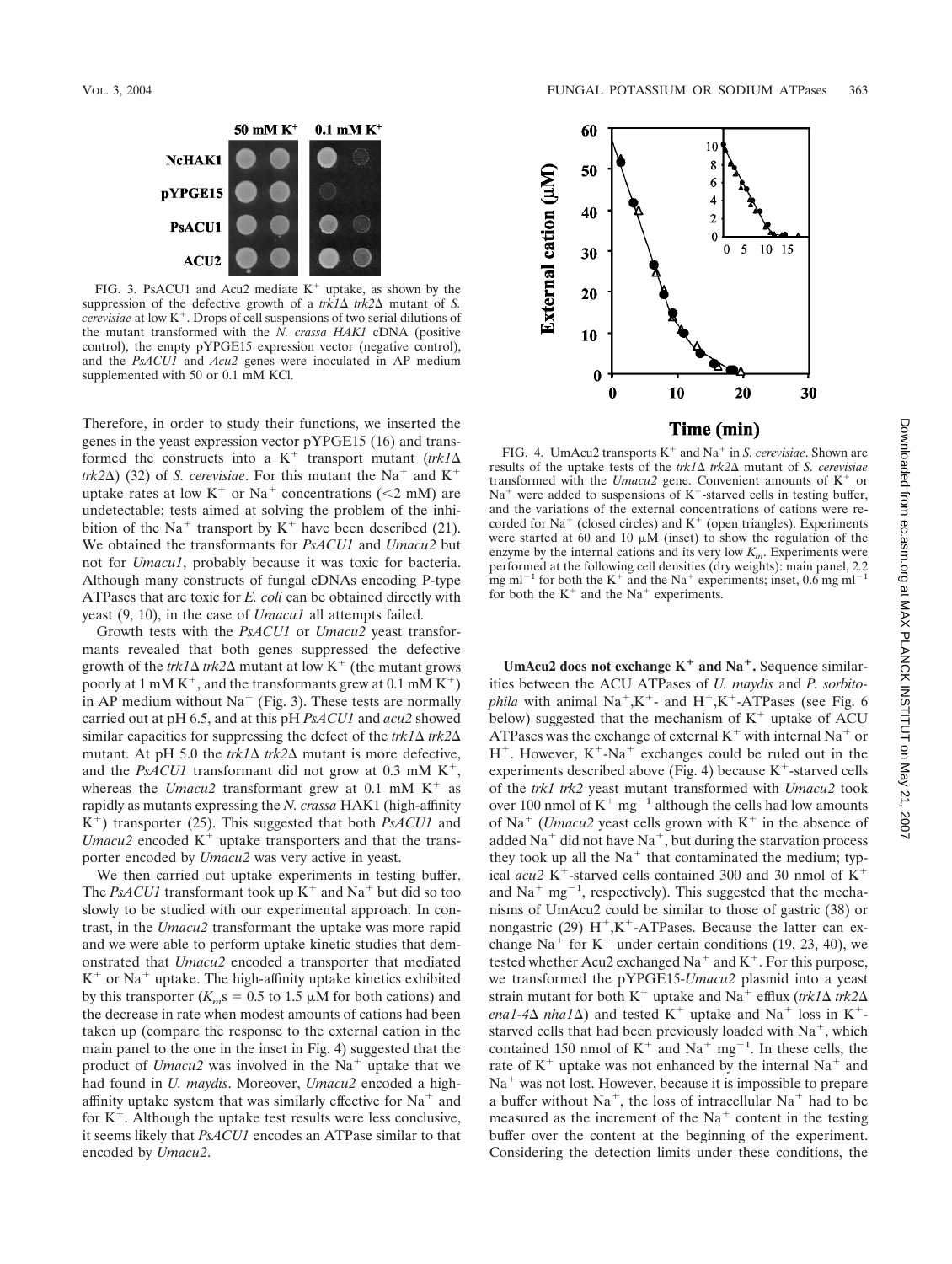FIG. 3. PsACU1 and Acu2 mediate $K^+$ uptake, as shown by the suppression of the defective growth of a *trk1Δ trk2Δ* mutant of *S. cerevisiae* at low $K^+$. Drops of cell suspensions of two serial dilutions of the mutant transformed with the *N. crassa HAK1* cDNA (positive control), the empty pYPGE15 expression vector (negative control), and the *PsACU1* and *Acu2* genes were inoculated in AP medium supplemented with 50 or 0.1 mM KCl.

Therefore, in order to study their functions, we inserted the genes in the yeast expression vector pYPGE15 (16) and transformed the constructs into a $K^+$ transport mutant (*trk1Δ trk2Δ*) (32) of *S. cerevisiae*. For this mutant the $Na^+$ and $K^+$ uptake rates at low $K^+$ or $Na^+$ concentrations (<2 mM) are undetectable; tests aimed at solving the problem of the inhibition of the $Na^+$ transport by $K^+$ have been described (21). We obtained the transformants for *PsACU1* and *Umacu2* but not for *Umacu1*, probably because it was toxic for bacteria. Although many constructs of fungal cDNAs encoding P-type ATPases that are toxic for *E. coli* can be obtained directly with yeast (9, 10), in the case of *Umacu1* all attempts failed.

Growth tests with the *PsACU1* or *Umacu2* yeast transformants revealed that both genes suppressed the defective growth of the *trk1Δ trk2Δ* mutant at low $K^+$ (the mutant grows poorly at 1 mM $K^+$, and the transformants grew at 0.1 mM $K^+$) in AP medium without $Na^+$ (Fig. 3). These tests are normally carried out at pH 6.5, and at this pH *PsACU1* and *acu2* showed similar capacities for suppressing the defect of the *trk1Δ trk2Δ* mutant. At pH 5.0 the *trk1Δ trk2Δ* mutant is more defective, and the *PsACU1* transformant did not grow at 0.3 mM $K^+$, whereas the *Umacu2* transformant grew at 0.1 mM $K^+$ as rapidly as mutants expressing the *N. crassa* HAK1 (high-affinity $K^+$) transporter (25). This suggested that both *PsACU1* and *Umacu2* encoded $K^+$ uptake transporters and that the transporter encoded by *Umacu2* was very active in yeast.

We then carried out uptake experiments in testing buffer. The *PsACU1* transformant took up $K^+$ and $Na^+$ but did so too slowly to be studied with our experimental approach. In contrast, in the *Umacu2* transformant the uptake was more rapid and we were able to perform uptake kinetic studies that demonstrated that *Umacu2* encoded a transporter that mediated $K^+$ or $Na^+$ uptake. The high-affinity uptake kinetics exhibited by this transporter ($K_m$s = 0.5 to 1.5 μM for both cations) and the decrease in rate when modest amounts of cations had been taken up (compare the response to the external cation in the main panel to the one in the inset in Fig. 4) suggested that the product of *Umacu2* was involved in the $Na^+$ uptake that we had found in *U. maydis*. Moreover, *Umacu2* encoded a high-affinity uptake system that was similarly effective for $Na^+$ and for $K^+$. Although the uptake test results were less conclusive, it seems likely that *PsACU1* encodes an ATPase similar to that encoded by *Umacu2*.

FIG. 4. UmAcu2 transports $K^+$ and $Na^+$ in *S. cerevisiae*. Shown are results of the uptake tests of the *trk1Δ trk2Δ* mutant of *S. cerevisiae* transformed with the *Umacu2* gene. Convenient amounts of $K^+$ or $Na^+$ were added to suspensions of $K^+$-starved cells in testing buffer, and the variations of the external concentrations of cations were recorded for $Na^+$ (closed circles) and $K^+$ (open triangles). Experiments were started at 60 and 10 μM (inset) to show the regulation of the enzyme by the internal cations and its very low $K_m$. Experiments were performed at the following cell densities (dry weights): main panel, 2.2 mg $ml^{-1}$ for both the $K^+$ and the $Na^+$ experiments; inset, 0.6 mg $ml^{-1}$ for both the $K^+$ and the $Na^+$ experiments.

**UmAcu2 does not exchange $K^+$ and $Na^+$.** Sequence similarities between the ACU ATPases of *U. maydis* and *P. sorbitophila* with animal $Na^+$,$K^+$- and $H^+$,$K^+$-ATPases (see Fig. 6 below) suggested that the mechanism of $K^+$ uptake of ACU ATPases was the exchange of external $K^+$ with internal $Na^+$ or $H^+$. However, $K^+$-$Na^+$ exchanges could be ruled out in the experiments described above (Fig. 4) because $K^+$-starved cells of the *trk1 trk2* yeast mutant transformed with *Umacu2* took over 100 nmol of $K^+$ $mg^{-1}$ although the cells had low amounts of $Na^+$ (*Umacu2* yeast cells grown with $K^+$ in the absence of added $Na^+$ did not have $Na^+$, but during the starvation process they took up all the $Na^+$ that contaminated the medium; typical *acu2* $K^+$-starved cells contained 300 and 30 nmol of $K^+$ and $Na^+$ $mg^{-1}$, respectively). This suggested that the mechanisms of UmAcu2 could be similar to those of gastric (38) or nongastric (29) $H^+$,$K^+$-ATPases. Because the latter can exchange $Na^+$ for $K^+$ under certain conditions (19, 23, 40), we tested whether Acu2 exchanged $Na^+$ and $K^+$. For this purpose, we transformed the pYPGE15-*Umacu2* plasmid into a yeast strain mutant for both $K^+$ uptake and $Na^+$ efflux (*trk1Δ trk2Δ ena1-4Δ nha1Δ*) and tested $K^+$ uptake and $Na^+$ loss in $K^+$-starved cells that had been previously loaded with $Na^+$, which contained 150 nmol of $K^+$ and $Na^+$ $mg^{-1}$. In these cells, the rate of $K^+$ uptake was not enhanced by the internal $Na^+$ and $Na^+$ was not lost. However, because it is impossible to prepare a buffer without $Na^+$, the loss of intracellular $Na^+$ had to be measured as the increment of the $Na^+$ content in the testing buffer over the content at the beginning of the experiment. Considering the detection limits under these conditions, the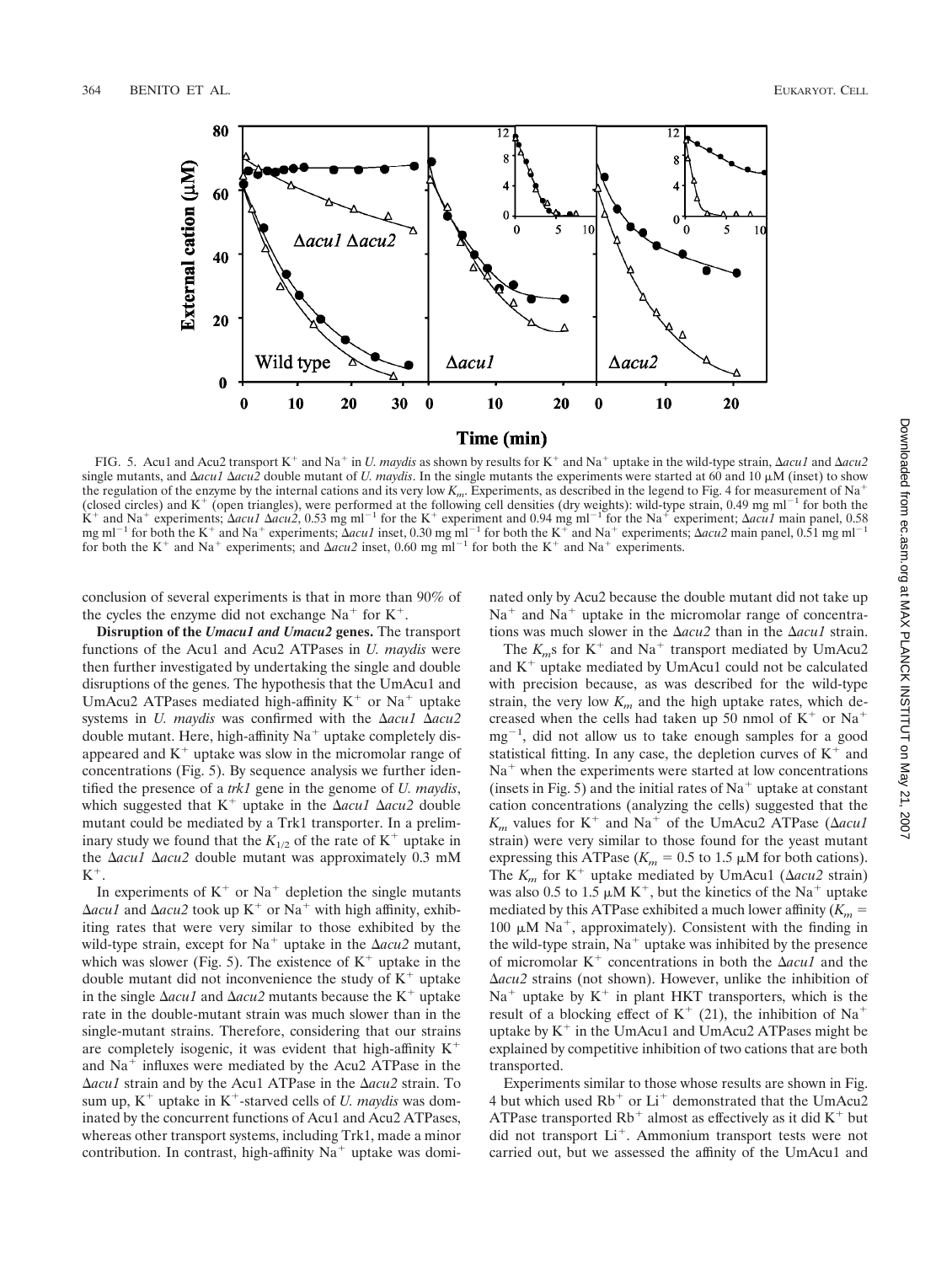FIG. 5. Acu1 and Acu2 transport $K^+$ and $Na^+$ in *U. maydis* as shown by results for $K^+$ and $Na^+$ uptake in the wild-type strain, Δ*acu1* and Δ*acu2* single mutants, and Δ*acu1* Δ*acu2* double mutant of *U. maydis*. In the single mutants the experiments were started at 60 and 10 μM (inset) to show the regulation of the enzyme by the internal cations and its very low $K_m$. Experiments, as described in the legend to Fig. 4 for measurement of $Na^+$ (closed circles) and $K^+$ (open triangles), were performed at the following cell densities (dry weights): wild-type strain, 0.49 mg $ml^{-1}$ for both the $K^+$ and $Na^+$ experiments; Δ*acu1* Δ*acu2*, 0.53 mg $ml^{-1}$ for the $K^+$ experiment and 0.94 mg $ml^{-1}$ for the $Na^+$ experiment; Δ*acu1* main panel, 0.58 mg $ml^{-1}$ for both the $K^+$ and $Na^+$ experiments; Δ*acu1* inset, 0.30 mg $ml^{-1}$ for both the $K^+$ and $Na^+$ experiments; Δ*acu2* main panel, 0.51 mg $ml^{-1}$ for both the $K^+$ and $Na^+$ experiments; and Δ*acu2* inset, 0.60 mg $ml^{-1}$ for both the $K^+$ and $Na^+$ experiments.

conclusion of several experiments is that in more than 90% of the cycles the enzyme did not exchange $Na^+$ for $K^+$.

**Disruption of the *Umacu1 and Umacu2* genes.** The transport functions of the Acu1 and Acu2 ATPases in *U. maydis* were then further investigated by undertaking the single and double disruptions of the genes. The hypothesis that the UmAcu1 and UmAcu2 ATPases mediated high-affinity $K^+$ or $Na^+$ uptake systems in *U. maydis* was confirmed with the Δ*acu1* Δ*acu2* double mutant. Here, high-affinity $Na^+$ uptake completely disappeared and $K^+$ uptake was slow in the micromolar range of concentrations (Fig. 5). By sequence analysis we further identified the presence of a *trk1* gene in the genome of *U. maydis*, which suggested that $K^+$ uptake in the Δ*acu1* Δ*acu2* double mutant could be mediated by a Trk1 transporter. In a preliminary study we found that the $K_{1/2}$ of the rate of $K^+$ uptake in the Δ*acu1* Δ*acu2* double mutant was approximately 0.3 mM $K^+$.

In experiments of $K^+$ or $Na^+$ depletion the single mutants Δ*acu1* and Δ*acu2* took up $K^+$ or $Na^+$ with high affinity, exhibiting rates that were very similar to those exhibited by the wild-type strain, except for $Na^+$ uptake in the Δ*acu2* mutant, which was slower (Fig. 5). The existence of $K^+$ uptake in the double mutant did not inconvenience the study of $K^+$ uptake in the single Δ*acu1* and Δ*acu2* mutants because the $K^+$ uptake rate in the double-mutant strain was much slower than in the single-mutant strains. Therefore, considering that our strains are completely isogenic, it was evident that high-affinity $K^+$ and $Na^+$ influxes were mediated by the Acu2 ATPase in the Δ*acu1* strain and by the Acu1 ATPase in the Δ*acu2* strain. To sum up, $K^+$ uptake in $K^+$-starved cells of *U. maydis* was dominated by the concurrent functions of Acu1 and Acu2 ATPases, whereas other transport systems, including Trk1, made a minor contribution. In contrast, high-affinity $Na^+$ uptake was dominated only by Acu2 because the double mutant did not take up $Na^+$ and $Na^+$ uptake in the micromolar range of concentrations was much slower in the Δ*acu2* than in the Δ*acu1* strain.

The $K_m$s for $K^+$ and $Na^+$ transport mediated by UmAcu2 and $K^+$ uptake mediated by UmAcu1 could not be calculated with precision because, as was described for the wild-type strain, the very low $K_m$ and the high uptake rates, which decreased when the cells had taken up 50 nmol of $K^+$ or $Na^+$ $mg^{-1}$, did not allow us to take enough samples for a good statistical fitting. In any case, the depletion curves of $K^+$ and $Na^+$ when the experiments were started at low concentrations (insets in Fig. 5) and the initial rates of $Na^+$ uptake at constant cation concentrations (analyzing the cells) suggested that the $K_m$ values for $K^+$ and $Na^+$ of the UmAcu2 ATPase (Δ*acu1* strain) were very similar to those found for the yeast mutant expressing this ATPase ($K_m$ = 0.5 to 1.5 μM for both cations). The $K_m$ for $K^+$ uptake mediated by UmAcu1 (Δ*acu2* strain) was also 0.5 to 1.5 μM $K^+$, but the kinetics of the $Na^+$ uptake mediated by this ATPase exhibited a much lower affinity ($K_m$ = 100 μM $Na^+$, approximately). Consistent with the finding in the wild-type strain, $Na^+$ uptake was inhibited by the presence of micromolar $K^+$ concentrations in both the Δ*acu1* and the Δ*acu2* strains (not shown). However, unlike the inhibition of $Na^+$ uptake by $K^+$ in plant HKT transporters, which is the result of a blocking effect of $K^+$ (21), the inhibition of $Na^+$ uptake by $K^+$ in the UmAcu1 and UmAcu2 ATPases might be explained by competitive inhibition of two cations that are both transported.

Experiments similar to those whose results are shown in Fig. 4 but which used $Rb^+$ or $Li^+$ demonstrated that the UmAcu2 ATPase transported $Rb^+$ almost as effectively as it did $K^+$ but did not transport $Li^+$. Ammonium transport tests were not carried out, but we assessed the affinity of the UmAcu1 and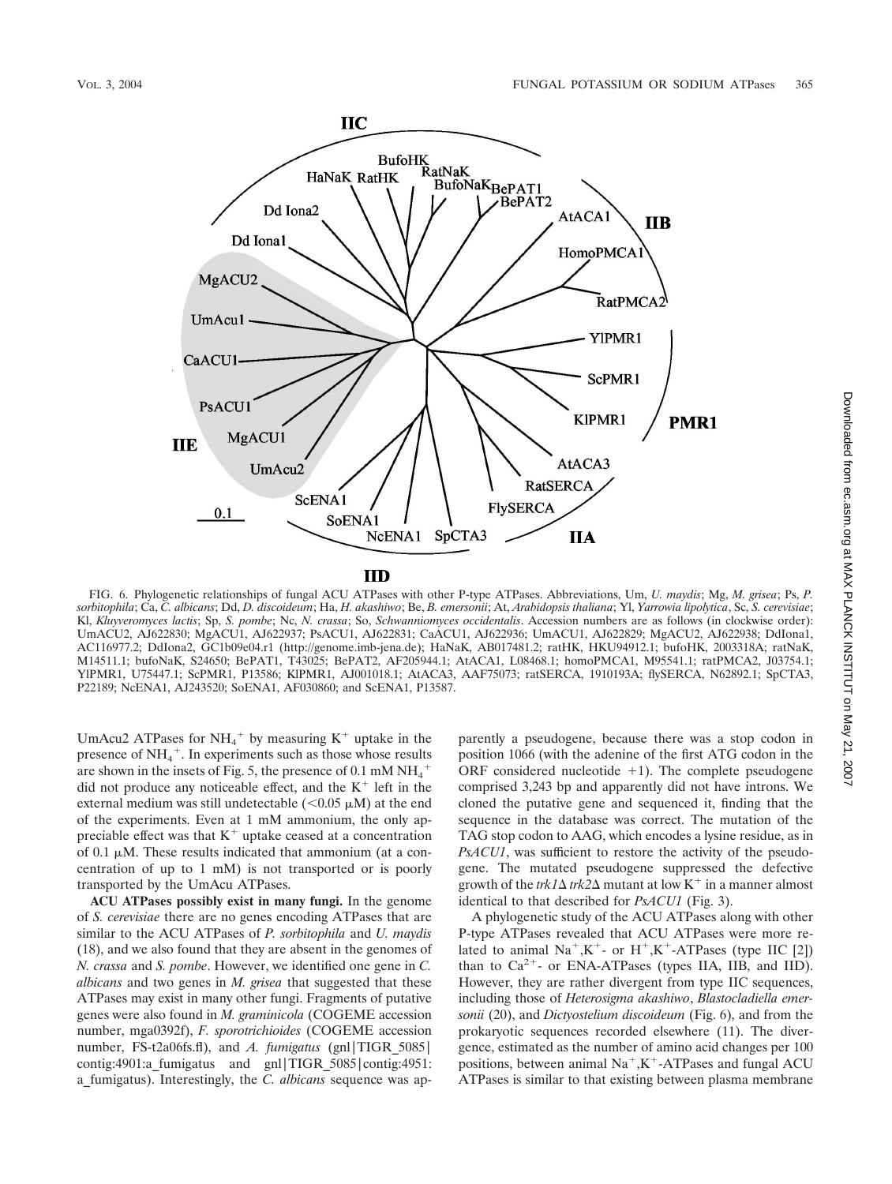FIG. 6. Phylogenetic relationships of fungal ACU ATPases with other P-type ATPases. Abbreviations, Um, *U. maydis*; Mg, *M. grisea*; Ps, *P. sorbitophila*; Ca, *C. albicans*; Dd, *D. discoideum*; Ha, *H. akashiwo*; Be, *B. emersonii*; At, *Arabidopsis thaliana*; Yl, *Yarrowia lipolytica*, Sc, *S. cerevisiae*; Kl, *Kluyveromyces lactis*; Sp, *S. pombe*; Nc, *N. crassa*; So, *Schwanniomyces occidentalis*. Accession numbers are as follows (in clockwise order): UmACU2, AJ622830; MgACU1, AJ622937; PsACU1, AJ622831; CaACU1, AJ622936; UmACU1, AJ622829; MgACU2, AJ622938; DdIona1, AC116977.2; DdIona2, GC1b09e04.r1 (http://genome.imb-jena.de); HaNaK, AB017481.2; ratHK, HKU94912.1; bufoHK, 2003318A; ratNaK, M14511.1; bufoNaK, S24650; BePAT1, T43025; BePAT2, AF205944.1; AtACA1, L08468.1; homoPMCA1, M95541.1; ratPMCA2, J03754.1; YlPMR1, U75447.1; ScPMR1, P13586; KlPMR1, AJ001018.1; AtACA3, AAF75073; ratSERCA, 1910193A; flySERCA, N62892.1; SpCTA3, P22189; NcENA1, AJ243520; SoENA1, AF030860; and ScENA1, P13587.

UmAcu2 ATPases for $NH_4^+$ by measuring $K^+$ uptake in the presence of $NH_4^+$. In experiments such as those whose results are shown in the insets of Fig. 5, the presence of 0.1 mM $NH_4^+$ did not produce any noticeable effect, and the $K^+$ left in the external medium was still undetectable (<0.05 μM) at the end of the experiments. Even at 1 mM ammonium, the only appreciable effect was that $K^+$ uptake ceased at a concentration of 0.1 μM. These results indicated that ammonium (at a concentration of up to 1 mM) is not transported or is poorly transported by the UmAcu ATPases.

**ACU ATPases possibly exist in many fungi.** In the genome of *S. cerevisiae* there are no genes encoding ATPases that are similar to the ACU ATPases of *P. sorbitophila* and *U. maydis* (18), and we also found that they are absent in the genomes of *N. crassa* and *S. pombe*. However, we identified one gene in *C. albicans* and two genes in *M. grisea* that suggested that these ATPases may exist in many other fungi. Fragments of putative genes were also found in *M. graminicola* (COGEME accession number, mga0392f), *F. sporotrichioides* (COGEME accession number, FS-t2a06fs.fl), and *A. fumigatus* (gnl|TIGR_5085|contig:4901:a_fumigatus and gnl|TIGR_5085|contig:4951:a_fumigatus). Interestingly, the *C. albicans* sequence was apparently a pseudogene, because there was a stop codon in position 1066 (with the adenine of the first ATG codon in the ORF considered nucleotide +1). The complete pseudogene comprised 3,243 bp and apparently did not have introns. We cloned the putative gene and sequenced it, finding that the sequence in the database was correct. The mutation of the TAG stop codon to AAG, which encodes a lysine residue, as in *PsACU1*, was sufficient to restore the activity of the pseudogene. The mutated pseudogene suppressed the defective growth of the *trk1*Δ *trk2*Δ mutant at low $K^+$ in a manner almost identical to that described for *PsACU1* (Fig. 3).

A phylogenetic study of the ACU ATPases along with other P-type ATPases revealed that ACU ATPases were more related to animal $Na^+$,$K^+$- or $H^+$,$K^+$-ATPases (type IIC [2]) than to $Ca^{2+}$- or ENA-ATPases (types IIA, IIB, and IID). However, they are rather divergent from type IIC sequences, including those of *Heterosigma akashiwo*, *Blastocladiella emersonii* (20), and *Dictyostelium discoideum* (Fig. 6), and from the prokaryotic sequences recorded elsewhere (11). The divergence, estimated as the number of amino acid changes per 100 positions, between animal $Na^+$,$K^+$-ATPases and fungal ACU ATPases is similar to that existing between plasma membrane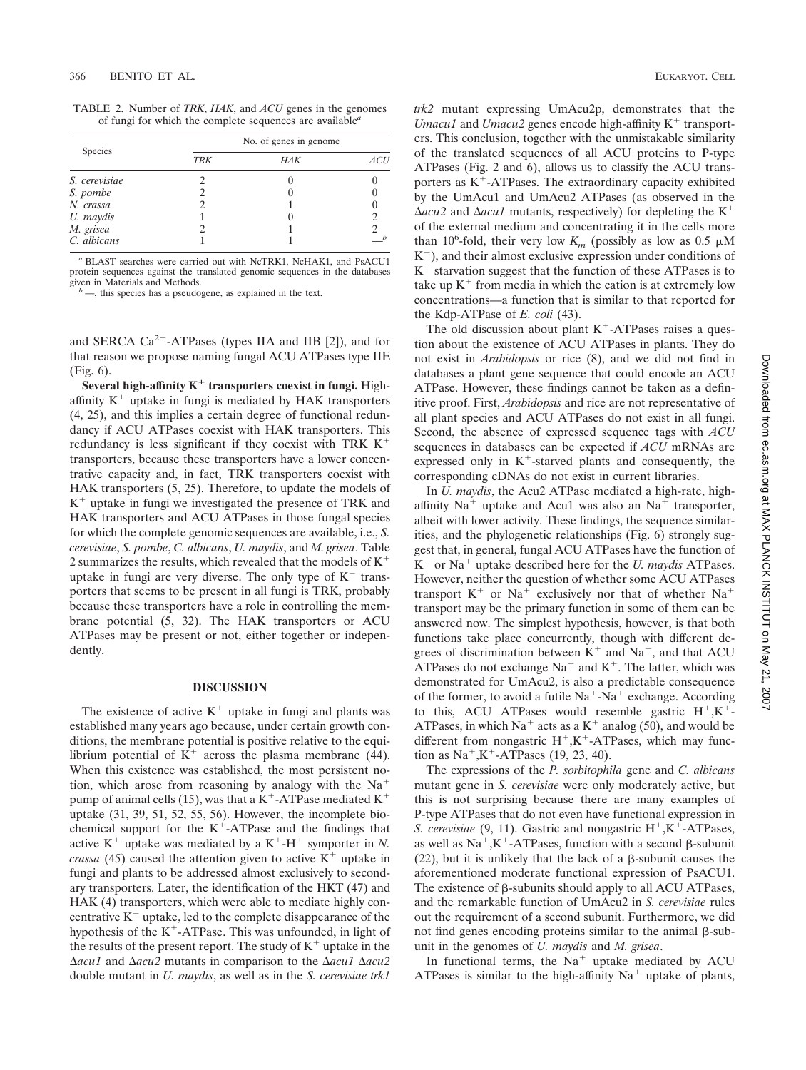TABLE 2. Number of *TRK*, *HAK*, and *ACU* genes in the genomes of fungi for which the complete sequences are available[a]

| Species | No. of genes in genome | | |
|---|---|---|---|
| | *TRK* | *HAK* | *ACU* |
| *S. cerevisiae* | 2 | 0 | 0 |
| *S. pombe* | 2 | 0 | 0 |
| *N. crassa* | 2 | 1 | 0 |
| *U. maydis* | 1 | 0 | 2 |
| *M. grisea* | 2 | 1 | 2 |
| *C. albicans* | 1 | 1 | —[b] |

[a] BLAST searches were carried out with NcTRK1, NcHAK1, and PsACU1 protein sequences against the translated genomic sequences in the databases given in Materials and Methods.

[b] —, this species has a pseudogene, as explained in the text.

and SERCA $Ca^{2+}$-ATPases (types IIA and IIB [2]), and for that reason we propose naming fungal ACU ATPases type IIE (Fig. 6).

**Several high-affinity $K^+$ transporters coexist in fungi.** High-affinity $K^+$ uptake in fungi is mediated by HAK transporters (4, 25), and this implies a certain degree of functional redundancy if ACU ATPases coexist with HAK transporters. This redundancy is less significant if they coexist with TRK $K^+$ transporters, because these transporters have a lower concentrative capacity and, in fact, TRK transporters coexist with HAK transporters (5, 25). Therefore, to update the models of $K^+$ uptake in fungi we investigated the presence of TRK and HAK transporters and ACU ATPases in those fungal species for which the complete genomic sequences are available, i.e., *S. cerevisiae*, *S. pombe*, *C. albicans*, *U. maydis*, and *M. grisea*. Table 2 summarizes the results, which revealed that the models of $K^+$ uptake in fungi are very diverse. The only type of $K^+$ transporters that seems to be present in all fungi is TRK, probably because these transporters have a role in controlling the membrane potential (5, 32). The HAK transporters or ACU ATPases may be present or not, either together or independently.

## DISCUSSION

The existence of active $K^+$ uptake in fungi and plants was established many years ago because, under certain growth conditions, the membrane potential is positive relative to the equilibrium potential of $K^+$ across the plasma membrane (44). When this existence was established, the most persistent notion, which arose from reasoning by analogy with the $Na^+$ pump of animal cells (15), was that a $K^+$-ATPase mediated $K^+$ uptake (31, 39, 51, 52, 55, 56). However, the incomplete biochemical support for the $K^+$-ATPase and the findings that active $K^+$ uptake was mediated by a $K^+$-$H^+$ symporter in *N. crassa* (45) caused the attention given to active $K^+$ uptake in fungi and plants to be addressed almost exclusively to secondary transporters. Later, the identification of the HKT (47) and HAK (4) transporters, which were able to mediate highly concentrative $K^+$ uptake, led to the complete disappearance of the hypothesis of the $K^+$-ATPase. This was unfounded, in light of the results of the present report. The study of $K^+$ uptake in the Δ*acu1* and Δ*acu2* mutants in comparison to the Δ*acu1* Δ*acu2* double mutant in *U. maydis*, as well as in the *S. cerevisiae trk1 trk2* mutant expressing UmAcu2p, demonstrates that the *Umacu1* and *Umacu2* genes encode high-affinity $K^+$ transporters. This conclusion, together with the unmistakable similarity of the translated sequences of all ACU proteins to P-type ATPases (Fig. 2 and 6), allows us to classify the ACU transporters as $K^+$-ATPases. The extraordinary capacity exhibited by the UmAcu1 and UmAcu2 ATPases (as observed in the Δ*acu2* and Δ*acu1* mutants, respectively) for depleting the $K^+$ of the external medium and concentrating it in the cells more than $10^6$-fold, their very low $K_m$ (possibly as low as 0.5 μM $K^+$), and their almost exclusive expression under conditions of $K^+$ starvation suggest that the function of these ATPases is to take up $K^+$ from media in which the cation is at extremely low concentrations—a function that is similar to that reported for the Kdp-ATPase of *E. coli* (43).

The old discussion about plant $K^+$-ATPases raises a question about the existence of ACU ATPases in plants. They do not exist in *Arabidopsis* or rice (8), and we did not find in databases a plant gene sequence that could encode an ACU ATPase. However, these findings cannot be taken as a definitive proof. First, *Arabidopsis* and rice are not representative of all plant species and ACU ATPases do not exist in all fungi. Second, the absence of expressed sequence tags with *ACU* sequences in databases can be expected if *ACU* mRNAs are expressed only in $K^+$-starved plants and consequently, the corresponding cDNAs do not exist in current libraries.

In *U. maydis*, the Acu2 ATPase mediated a high-rate, high-affinity $Na^+$ uptake and Acu1 was also an $Na^+$ transporter, albeit with lower activity. These findings, the sequence similarities, and the phylogenetic relationships (Fig. 6) strongly suggest that, in general, fungal ACU ATPases have the function of $K^+$ or $Na^+$ uptake described here for the *U. maydis* ATPases. However, neither the question of whether some ACU ATPases transport $K^+$ or $Na^+$ exclusively nor that of whether $Na^+$ transport may be the primary function in some of them can be answered now. The simplest hypothesis, however, is that both functions take place concurrently, though with different degrees of discrimination between $K^+$ and $Na^+$, and that ACU ATPases do not exchange $Na^+$ and $K^+$. The latter, which was demonstrated for UmAcu2, is also a predictable consequence of the former, to avoid a futile $Na^+$-$Na^+$ exchange. According to this, ACU ATPases would resemble gastric $H^+$,$K^+$-ATPases, in which $Na^+$ acts as a $K^+$ analog (50), and would be different from nongastric $H^+$,$K^+$-ATPases, which may function as $Na^+$,$K^+$-ATPases (19, 23, 40).

The expressions of the *P. sorbitophila* gene and *C. albicans* mutant gene in *S. cerevisiae* were only moderately active, but this is not surprising because there are many examples of P-type ATPases that do not even have functional expression in *S. cerevisiae* (9, 11). Gastric and nongastric $H^+$,$K^+$-ATPases, as well as $Na^+$,$K^+$-ATPases, function with a second β-subunit (22), but it is unlikely that the lack of a β-subunit causes the aforementioned moderate functional expression of PsACU1. The existence of β-subunits should apply to all ACU ATPases, and the remarkable function of UmAcu2 in *S. cerevisiae* rules out the requirement of a second subunit. Furthermore, we did not find genes encoding proteins similar to the animal β-subunit in the genomes of *U. maydis* and *M. grisea*.

In functional terms, the $Na^+$ uptake mediated by ACU ATPases is similar to the high-affinity $Na^+$ uptake of plants,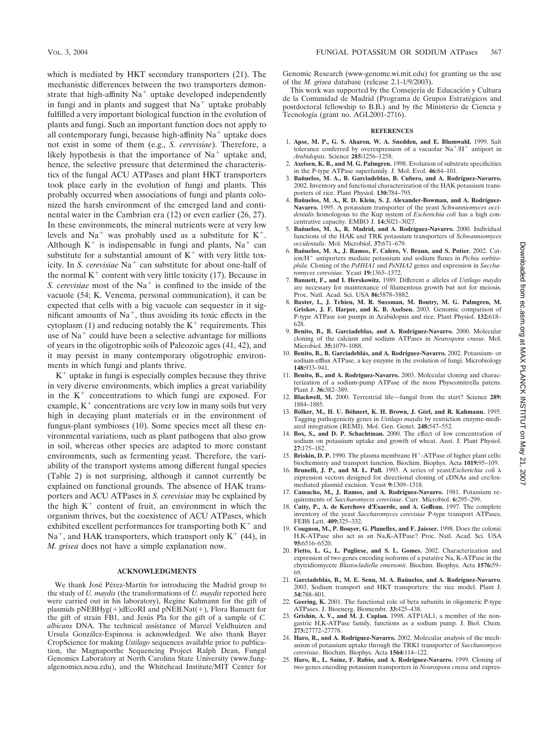which is mediated by HKT secondary transporters (21). The mechanistic differences between the two transporters demonstrate that high-affinity $Na^+$ uptake developed independently in fungi and in plants and suggest that $Na^+$ uptake probably fulfilled a very important biological function in the evolution of plants and fungi. Such an important function does not apply to all contemporary fungi, because high-affinity $Na^+$ uptake does not exist in some of them (e.g., *S. cerevisiae*). Therefore, a likely hypothesis is that the importance of $Na^+$ uptake and, hence, the selective pressure that determined the characteristics of the fungal ACU ATPases and plant HKT transporters took place early in the evolution of fungi and plants. This probably occurred when associations of fungi and plants colonized the harsh environment of the emerged land and continental water in the Cambrian era (12) or even earlier (26, 27). In these environments, the mineral nutrients were at very low levels and $Na^+$ was probably used as a substitute for $K^+$. Although $K^+$ is indispensable in fungi and plants, $Na^+$ can substitute for a substantial amount of $K^+$ with very little toxicity. In *S. cerevisiae* $Na^+$ can substitute for about one-half of the normal $K^+$ content with very little toxicity (17). Because in *S. cerevisiae* most of the $Na^+$ is confined to the inside of the vacuole (54; K. Venema, personal communication), it can be expected that cells with a big vacuole can sequester in it significant amounts of $Na^+$, thus avoiding its toxic effects in the cytoplasm (1) and reducing notably the $K^+$ requirements. This use of $Na^+$ could have been a selective advantage for millions of years in the oligotrophic soils of Paleozoic ages (41, 42), and it may persist in many contemporary oligotrophic environments in which fungi and plants thrive.

$K^+$ uptake in fungi is especially complex because they thrive in very diverse environments, which implies a great variability in the $K^+$ concentrations to which fungi are exposed. For example, $K^+$ concentrations are very low in many soils but very high in decaying plant materials or in the environment of fungus-plant symbioses (10). Some species meet all these environmental variations, such as plant pathogens that also grow in soil, whereas other species are adapted to more constant environments, such as fermenting yeast. Therefore, the variability of the transport systems among different fungal species (Table 2) is not surprising, although it cannot currently be explained on functional grounds. The absence of HAK transporters and ACU ATPases in *S. cerevisiae* may be explained by the high $K^+$ content of fruit, an environment in which the organism thrives, but the coexistence of ACU ATPases, which exhibited excellent performances for transporting both $K^+$ and $Na^+$, and HAK transporters, which transport only $K^+$ (44), in *M. grisea* does not have a simple explanation now.

## ACKNOWLEDGMENTS

We thank José Pérez-Martín for introducing the Madrid group to the study of *U. maydis* (the transformations of *U. maydis* reported here were carried out in his laboratory), Regine Kahmann for the gift of plasmids pNEBHyg(+)dEcoRI and pNEB.Nat(+), Flora Banuett for the gift of strain FB1, and Jesús Pla for the gift of a sample of *C. albicans* DNA. The technical assistance of Marcel Veldhuizen and Ursula González-Espinosa is acknowledged. We also thank Bayer CropScience for making *Ustilago* sequences available prior to publication, the Magnaporthe Sequencing Project Ralph Dean, Fungal Genomics Laboratory at North Carolina State University (www.fungalgenomics.ncsu.edu), and the Whitehead Institute/MIT Center for Genomic Research (www-genome.wi.mit.edu) for granting us the use of the *M. grisea* database (release 2.1-1/9/2003).

This work was supported by the Consejería de Educación y Cultura de la Comunidad de Madrid (Programa de Grupos Estratégicos and postdoctoral fellowship to B.B.) and by the Ministerio de Ciencia y Tecnología (grant no. AGL2001-2716).

## REFERENCES

1. **Apse, M. P., G. S. Aharon, W. A. Snedden, and E. Blumwald.** 1999. Salt tolerance conferred by overexpression of a vacuolar $Na^+/H^+$ antiport in *Arabidopsis*. Science **285:**1256–1258.
2. **Axelsen, K. B., and M. G. Palmgren.** 1998. Evolution of substrate specificities in the P-type ATPase superfamily. J. Mol. Evol. **46:**84–101.
3. **Bañuelos, M. A., B. Garciadeblas, B. Cubero, and A. Rodríguez-Navarro.** 2002. Inventory and functional characterization of the HAK potassium transporters of rice. Plant Physiol. **130:**784–795.
4. **Bañuelos, M. A., R. D. Klein, S. J. Alexander-Bowman, and A. Rodríguez-Navarro.** 1995. A potassium transporter of the yeast *Schwanniomyces occidentalis* homologous to the Kup system of *Escherichia coli* has a high concentrative capacity. EMBO J. **14:**3021–3027.
5. **Bañuelos, M. A., R. Madrid, and A. Rodríguez-Navarro.** 2000. Individual functions of the HAK and TRK potassium transporters of *Schwanniomyces occidentalis*. Mol. Microbiol. **37:**671–679.
6. **Bañuelos, M. A., J. Ramos, F. Calero, V. Braun, and S. Potier.** 2002. Cation/$H^+$ antiporters mediate potassium and sodium fluxes in *Pichia sorbitophila.* Cloning of the *PsHHA1* and *PsNHA2* genes and expression in *Saccharomyces cerevisiae*. Yeast **19:**1365–1372.
7. **Banuett, F., and I. Herskowitz.** 1989. Different *a* alleles of *Ustilago maydis* are necessary for maintenance of filamentous growth but not for meiosis. Proc. Natl. Acad. Sci. USA **86:**5878–5882.
8. **Baxter, I., J. Tchieu, M. R. Sussman, M. Boutry, M. G. Palmgren, M. Griskov, J. F. Harper, and K. B. Axelsen.** 2003. Genomic comparison of P-type ATPase ion pumps in Arabidopsis and rice. Plant Physiol. **132:**618–628.
9. **Benito, B., B. Garciadeblas, and A. Rodríguez-Navarro.** 2000. Molecular cloning of the calcium and sodium ATPases in *Neurospora crassa*. Mol. Microbiol. **35:**1079–1088.
10. **Benito, B., B. Garciadeblás, and A. Rodríguez-Navarro.** 2002. Potassium- or sodium-efflux ATPase, a key enzyme in the evolution of fungi. Microbiology **148:**933–941.
11. **Benito, B., and A. Rodríguez-Navarro.** 2003. Molecular cloning and characterization of a sodium-pump ATPase of the moss Physcomitrella patens. Plant J. **36:**382–389.
12. **Blackwell, M.** 2000. Terrestrial life—fungal from the start? Science **289:** 1884–1885.
13. **Bölker, M., H. U. Böhnert, K. H. Brown, J. Görl, and R. Kahmann.** 1995. Tagging pathogenicity genes in *Ustilago maydis* by restriction enzyme-mediated integration (REMI). Mol. Gen. Genet. **248:**547–552.
14. **Box, S., and D. P. Schachtman.** 2000. The effect of low concentration of sodium on potassium uptake and growth of wheat. Aust. J. Plant Physiol. **27:**175–182.
15. **Briskin, D. P.** 1990. The plasma membrane $H^+$-ATPase of higher plant cells: biochemistry and transport function. Biochim. Biophys. Acta **1019:**95–109.
16. **Brunelli, J. P., and M. L. Pall.** 1993. A series of yeast/*Escherichia coli* $\lambda$ expression vectors designed for directional cloning of cDNAs and cre/lox-mediated plasmid excision. Yeast **9:**1309–1318.
17. **Camacho, M., J. Ramos, and A. Rodríguez-Navarro.** 1981. Potassium requirements of *Saccharomyces cerevisiae*. Curr. Microbiol. **6:**295–299.
18. **Catty, P., A. de Kerchove d'Exaerde, and A. Goffeau.** 1997. The complete inventory of the yeast *Saccharomyces cerevisiae* P-type transport ATPases. FEBS Lett. **409:**325–332.
19. **Cougnon, M., P. Bouyer, G. Planelles, and F. Jaisser.** 1998. Does the colonic H,K-ATPase also act as an Na,K-ATPase? Proc. Natl. Acad. Sci. USA **95:**6516–6520.
20. **Fietto, L. G., L. Pugliese, and S. L. Gomes.** 2002. Characterization and expression of two genes encoding isoforms of a putative Na, K-ATPase in the chytridiomycete *Blastocladiella emersonii*. Biochim. Biophys. Acta **1576:**59–69.
21. **Garciadeblás, B., M. E. Senn, M. A. Bañuelos, and A. Rodríguez-Navarro.** 2003. Sodium transport and HKT transporters: the rice model. Plant J. **34:**788–801.
22. **Geering, K.** 2001. The functional role of beta subunits in oligomeric P-type ATPases. J. Bioenerg. Biomembr. **33:**425–438.
23. **Grishin, A. V., and M. J. Caplan.** 1998. ATP1AL1, a member of the non-gastric H,K-ATPase family, functions as a sodium pump. J. Biol. Chem. **273:**27772–27778.
24. **Haro, R., and A. Rodríguez-Navarro.** 2002. Molecular analysis of the mechanism of potassium uptake through the TRK1 transporter of *Saccharomyces cerevisiae*. Biochim. Biophys. Acta **1564:**114–122.
25. **Haro, R., L. Sainz, F. Rubio, and A. Rodríguez-Navarro.** 1999. Cloning of two genes encoding potassium transporters in *Neurospora crassa* and expres-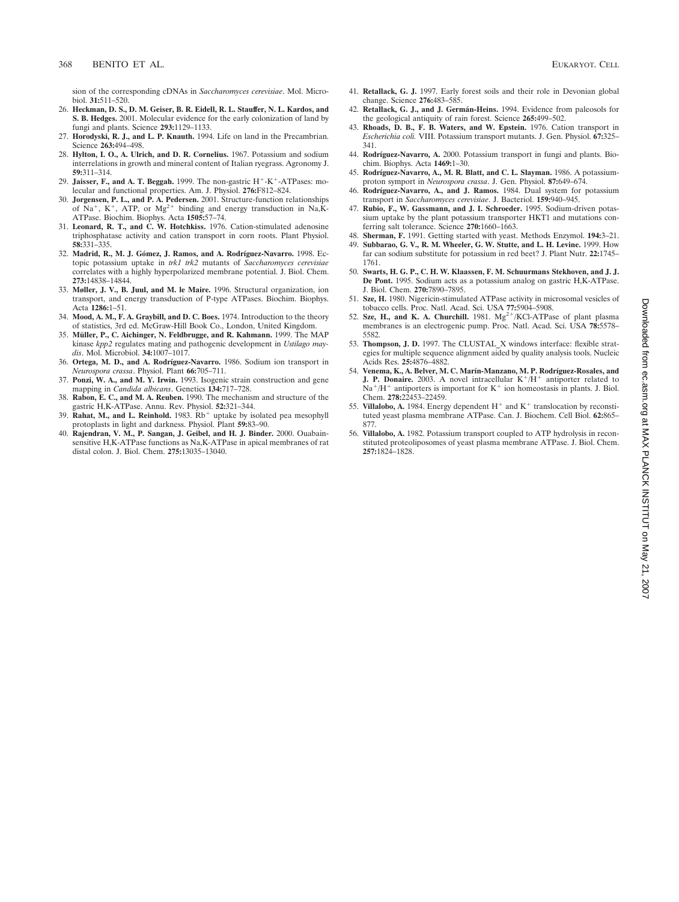sion of the corresponding cDNAs in *Saccharomyces cerevisiae*. Mol. Microbiol. **31:**511–520.

26. **Heckman, D. S., D. M. Geiser, B. R. Eidell, R. L. Stauffer, N. L. Kardos, and S. B. Hedges.** 2001. Molecular evidence for the early colonization of land by fungi and plants. Science **293:**1129–1133.
27. **Horodyski, R. J., and L. P. Knauth.** 1994. Life on land in the Precambrian. Science **263:**494–498.
28. **Hylton, I. O., A. Ulrich, and D. R. Cornelius.** 1967. Potassium and sodium interrelations in growth and mineral content of Italian ryegrass. Agronomy J. **59:**311–314.
29. **Jaisser, F., and A. T. Beggah.** 1999. The non-gastric $H^+$-$K^+$-ATPases: molecular and functional properties. Am. J. Physiol. **276:**F812–824.
30. **Jorgensen, P. L., and P. A. Pedersen.** 2001. Structure-function relationships of $Na^+$, $K^+$, ATP, or $Mg^{2+}$ binding and energy transduction in Na,K-ATPase. Biochim. Biophys. Acta **1505:**57–74.
31. **Leonard, R. T., and C. W. Hotchkiss.** 1976. Cation-stimulated adenosine triphosphatase activity and cation transport in corn roots. Plant Physiol. **58:**331–335.
32. **Madrid, R., M. J. Gómez, J. Ramos, and A. Rodríguez-Navarro.** 1998. Ectopic potassium uptake in *trk1 trk2* mutants of *Saccharomyces cerevisiae* correlates with a highly hyperpolarized membrane potential. J. Biol. Chem. **273:**14838–14844.
33. **Møller, J. V., B. Juul, and M. le Maire.** 1996. Structural organization, ion transport, and energy transduction of P-type ATPases. Biochim. Biophys. Acta **1286:**1–51.
34. **Mood, A. M., F. A. Graybill, and D. C. Boes.** 1974. Introduction to the theory of statistics, 3rd ed. McGraw-Hill Book Co., London, United Kingdom.
35. **Müller, P., C. Aichinger, N. Feldbrugge, and R. Kahmann.** 1999. The MAP kinase *kpp2* regulates mating and pathogenic development in *Ustilago maydis*. Mol. Microbiol. **34:**1007–1017.
36. **Ortega, M. D., and A. Rodríguez-Navarro.** 1986. Sodium ion transport in *Neurospora crassa*. Physiol. Plant **66:**705–711.
37. **Ponzi, W. A., and M. Y. Irwin.** 1993. Isogenic strain construction and gene mapping in *Candida albicans*. Genetics **134:**717–728.
38. **Rabon, E. C., and M. A. Reuben.** 1990. The mechanism and structure of the gastric H,K-ATPase. Annu. Rev. Physiol. **52:**321–344.
39. **Rahat, M., and L. Reinhold.** 1983. $Rb^+$ uptake by isolated pea mesophyll protoplasts in light and darkness. Physiol. Plant **59:**83–90.
40. **Rajendran, V. M., P. Sangan, J. Geibel, and H. J. Binder.** 2000. Ouabain-sensitive H,K-ATPase functions as Na,K-ATPase in apical membranes of rat distal colon. J. Biol. Chem. **275:**13035–13040.
41. **Retallack, G. J.** 1997. Early forest soils and their role in Devonian global change. Science **276:**483–585.
42. **Retallack, G. J., and J. Germán-Heins.** 1994. Evidence from paleosols for the geological antiquity of rain forest. Science **265:**499–502.
43. **Rhoads, D. B., F. B. Waters, and W. Epstein.** 1976. Cation transport in *Escherichia coli.* VIII. Potassium transport mutants. J. Gen. Physiol. **67:**325–341.
44. **Rodríguez-Navarro, A.** 2000. Potassium transport in fungi and plants. Biochim. Biophys. Acta **1469:**1–30.
45. **Rodríguez-Navarro, A., M. R. Blatt, and C. L. Slayman.** 1986. A potassium-proton symport in *Neurospora crassa*. J. Gen. Physiol. **87:**649–674.
46. **Rodríguez-Navarro, A., and J. Ramos.** 1984. Dual system for potassium transport in *Saccharomyces cerevisiae*. J. Bacteriol. **159:**940–945.
47. **Rubio, F., W. Gassmann, and J. I. Schroeder.** 1995. Sodium-driven potassium uptake by the plant potassium transporter HKT1 and mutations conferring salt tolerance. Science **270:**1660–1663.
48. **Sherman, F.** 1991. Getting started with yeast. Methods Enzymol. **194:**3–21.
49. **Subbarao, G. V., R. M. Wheeler, G. W. Stutte, and L. H. Levine.** 1999. How far can sodium substitute for potassium in red beet? J. Plant Nutr. **22:**1745–1761.
50. **Swarts, H. G. P., C. H. W. Klaassen, F. M. Schuurmans Stekhoven, and J. J. De Pont.** 1995. Sodium acts as a potassium analog on gastric H,K-ATPase. J. Biol. Chem. **270:**7890–7895.
51. **Sze, H.** 1980. Nigericin-stimulated ATPase activity in microsomal vesicles of tobacco cells. Proc. Natl. Acad. Sci. USA **77:**5904–5908.
52. **Sze, H., and K. A. Churchill.** 1981. $Mg^{2+}$/KCl-ATPase of plant plasma membranes is an electrogenic pump. Proc. Natl. Acad. Sci. USA **78:**5578–5582.
53. **Thompson, J. D.** 1997. The CLUSTAL_X windows interface: flexible strategies for multiple sequence alignment aided by quality analysis tools. Nucleic Acids Res. **25:**4876–4882.
54. **Venema, K., A. Belver, M. C. Marín-Manzano, M. P. Rodríguez-Rosales, and J. P. Donaire.** 2003. A novel intracellular $K^+/H^+$ antiporter related to $Na^+/H^+$ antiporters is important for $K^+$ ion homeostasis in plants. J. Biol. Chem. **278:**22453–22459.
55. **Villalobo, A.** 1984. Energy dependent $H^+$ and $K^+$ translocation by reconstituted yeast plasma membrane ATPase. Can. J. Biochem. Cell Biol. **62:**865–877.
56. **Villalobo, A.** 1982. Potassium transport coupled to ATP hydrolysis in reconstituted proteoliposomes of yeast plasma membrane ATPase. J. Biol. Chem. **257:**1824–1828.